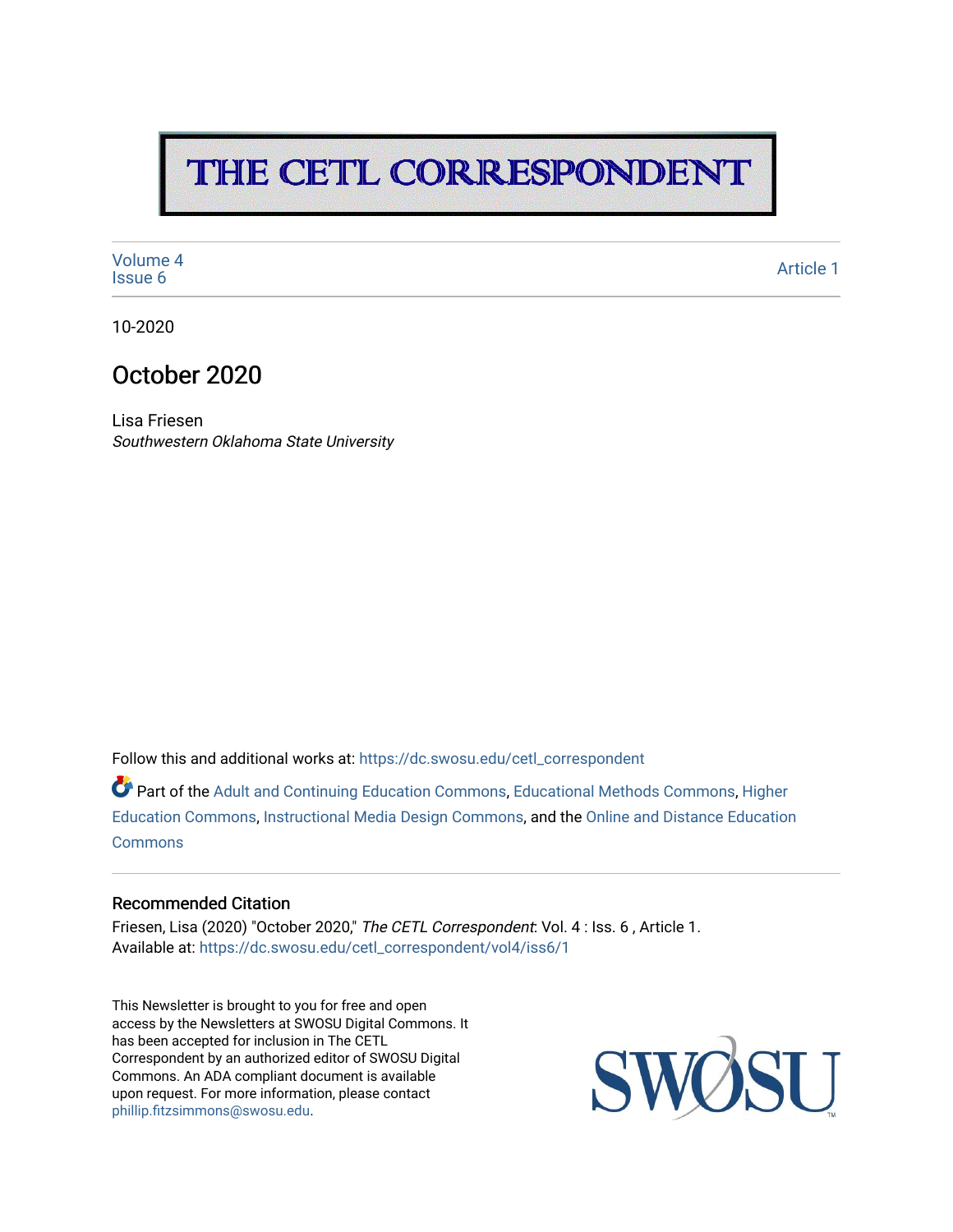# THE CETL CORRESPONDENT

Volume 4
Issue 6

Article 1

10-2020

## October 2020

Lisa Friesen
*Southwestern Oklahoma State University*

Follow this and additional works at: https://dc.swosu.edu/cetl_correspondent

Part of the Adult and Continuing Education Commons, Educational Methods Commons, Higher Education Commons, Instructional Media Design Commons, and the Online and Distance Education Commons

### Recommended Citation

Friesen, Lisa (2020) "October 2020," *The CETL Correspondent*: Vol. 4 : Iss. 6 , Article 1.
Available at: https://dc.swosu.edu/cetl_correspondent/vol4/iss6/1

This Newsletter is brought to you for free and open access by the Newsletters at SWOSU Digital Commons. It has been accepted for inclusion in The CETL Correspondent by an authorized editor of SWOSU Digital Commons. An ADA compliant document is available upon request. For more information, please contact phillip.fitzsimmons@swosu.edu.

SWOSU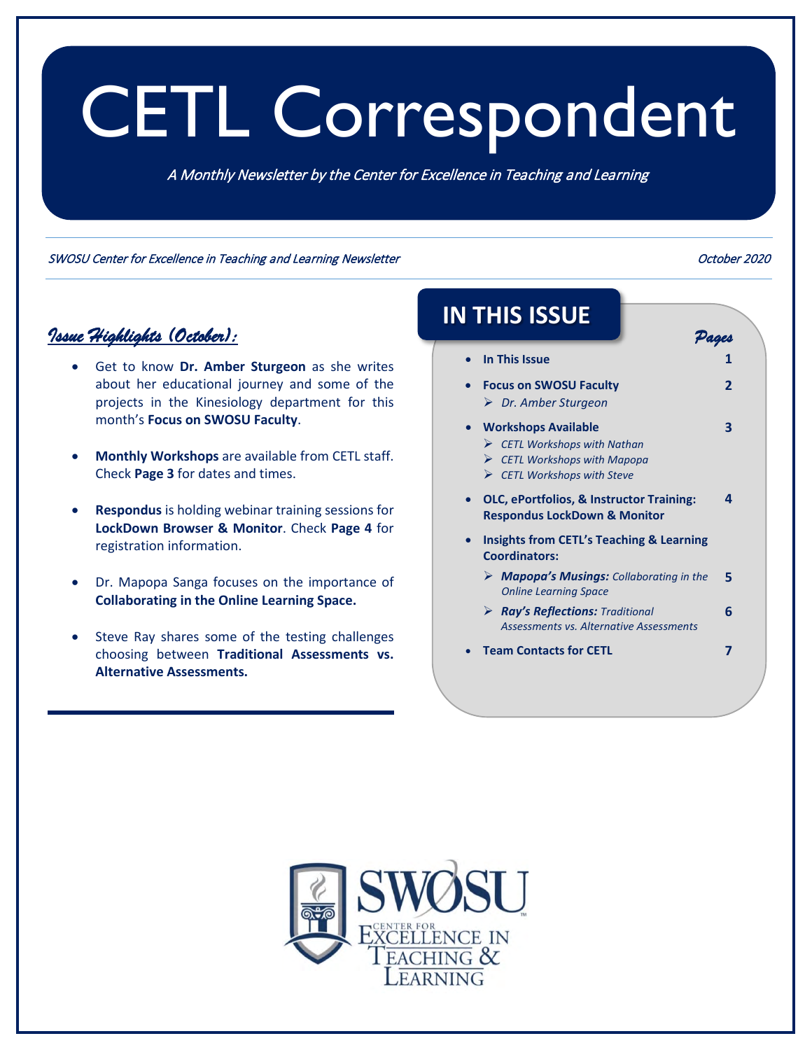# CETL Correspondent

*A Monthly Newsletter by the Center for Excellence in Teaching and Learning*

*SWOSU Center for Excellence in Teaching and Learning Newsletter* — *October 2020*

## *Issue Highlights (October):*

- Get to know **Dr. Amber Sturgeon** as she writes about her educational journey and some of the projects in the Kinesiology department for this month's **Focus on SWOSU Faculty**.
- **Monthly Workshops** are available from CETL staff. Check **Page 3** for dates and times.
- **Respondus** is holding webinar training sessions for **LockDown Browser & Monitor**. Check **Page 4** for registration information.
- Dr. Mapopa Sanga focuses on the importance of **Collaborating in the Online Learning Space.**
- Steve Ray shares some of the testing challenges choosing between **Traditional Assessments vs. Alternative Assessments.**

## IN THIS ISSUE

| | *Pages* |
|---|---|
| **In This Issue** | **1** |
| **Focus on SWOSU Faculty**<br>➢ *Dr. Amber Sturgeon* | **2** |
| **Workshops Available**<br>➢ *CETL Workshops with Nathan*<br>➢ *CETL Workshops with Mapopa*<br>➢ *CETL Workshops with Steve* | **3** |
| **OLC, ePortfolios, & Instructor Training: Respondus LockDown & Monitor** | **4** |
| **Insights from CETL's Teaching & Learning Coordinators:** | |
| ➢ ***Mapopa's Musings:*** *Collaborating in the Online Learning Space* | **5** |
| ➢ ***Ray's Reflections:*** *Traditional Assessments vs. Alternative Assessments* | **6** |
| **Team Contacts for CETL** | **7** |

SWOSU Center for Excellence in Teaching & Learning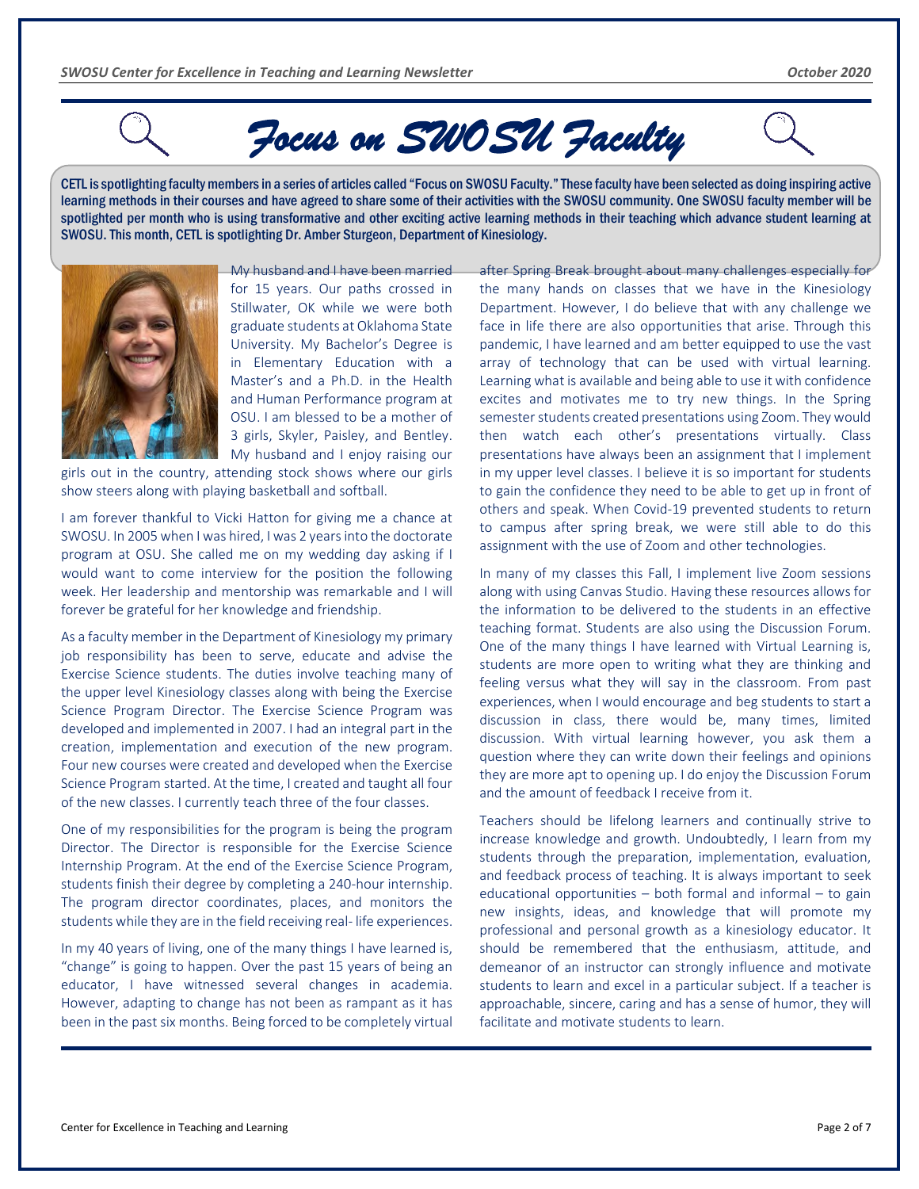# *Focus on SWOSU Faculty*

CETL is spotlighting faculty members in a series of articles called "Focus on SWOSU Faculty." These faculty have been selected as doing inspiring active learning methods in their courses and have agreed to share some of their activities with the SWOSU community. One SWOSU faculty member will be spotlighted per month who is using transformative and other exciting active learning methods in their teaching which advance student learning at SWOSU. This month, CETL is spotlighting Dr. Amber Sturgeon, Department of Kinesiology.

My husband and I have been married for 15 years. Our paths crossed in Stillwater, OK while we were both graduate students at Oklahoma State University. My Bachelor's Degree is in Elementary Education with a Master's and a Ph.D. in the Health and Human Performance program at OSU. I am blessed to be a mother of 3 girls, Skyler, Paisley, and Bentley. My husband and I enjoy raising our girls out in the country, attending stock shows where our girls show steers along with playing basketball and softball.

I am forever thankful to Vicki Hatton for giving me a chance at SWOSU. In 2005 when I was hired, I was 2 years into the doctorate program at OSU. She called me on my wedding day asking if I would want to come interview for the position the following week. Her leadership and mentorship was remarkable and I will forever be grateful for her knowledge and friendship.

As a faculty member in the Department of Kinesiology my primary job responsibility has been to serve, educate and advise the Exercise Science students. The duties involve teaching many of the upper level Kinesiology classes along with being the Exercise Science Program Director. The Exercise Science Program was developed and implemented in 2007. I had an integral part in the creation, implementation and execution of the new program. Four new courses were created and developed when the Exercise Science Program started. At the time, I created and taught all four of the new classes. I currently teach three of the four classes.

One of my responsibilities for the program is being the program Director. The Director is responsible for the Exercise Science Internship Program. At the end of the Exercise Science Program, students finish their degree by completing a 240-hour internship. The program director coordinates, places, and monitors the students while they are in the field receiving real- life experiences.

In my 40 years of living, one of the many things I have learned is, "change" is going to happen. Over the past 15 years of being an educator, I have witnessed several changes in academia. However, adapting to change has not been as rampant as it has been in the past six months. Being forced to be completely virtual after Spring Break brought about many challenges especially for the many hands on classes that we have in the Kinesiology Department. However, I do believe that with any challenge we face in life there are also opportunities that arise. Through this pandemic, I have learned and am better equipped to use the vast array of technology that can be used with virtual learning. Learning what is available and being able to use it with confidence excites and motivates me to try new things. In the Spring semester students created presentations using Zoom. They would then watch each other's presentations virtually. Class presentations have always been an assignment that I implement in my upper level classes. I believe it is so important for students to gain the confidence they need to be able to get up in front of others and speak. When Covid-19 prevented students to return to campus after spring break, we were still able to do this assignment with the use of Zoom and other technologies.

In many of my classes this Fall, I implement live Zoom sessions along with using Canvas Studio. Having these resources allows for the information to be delivered to the students in an effective teaching format. Students are also using the Discussion Forum. One of the many things I have learned with Virtual Learning is, students are more open to writing what they are thinking and feeling versus what they will say in the classroom. From past experiences, when I would encourage and beg students to start a discussion in class, there would be, many times, limited discussion. With virtual learning however, you ask them a question where they can write down their feelings and opinions they are more apt to opening up. I do enjoy the Discussion Forum and the amount of feedback I receive from it.

Teachers should be lifelong learners and continually strive to increase knowledge and growth. Undoubtedly, I learn from my students through the preparation, implementation, evaluation, and feedback process of teaching. It is always important to seek educational opportunities – both formal and informal – to gain new insights, ideas, and knowledge that will promote my professional and personal growth as a kinesiology educator. It should be remembered that the enthusiasm, attitude, and demeanor of an instructor can strongly influence and motivate students to learn and excel in a particular subject. If a teacher is approachable, sincere, caring and has a sense of humor, they will facilitate and motivate students to learn.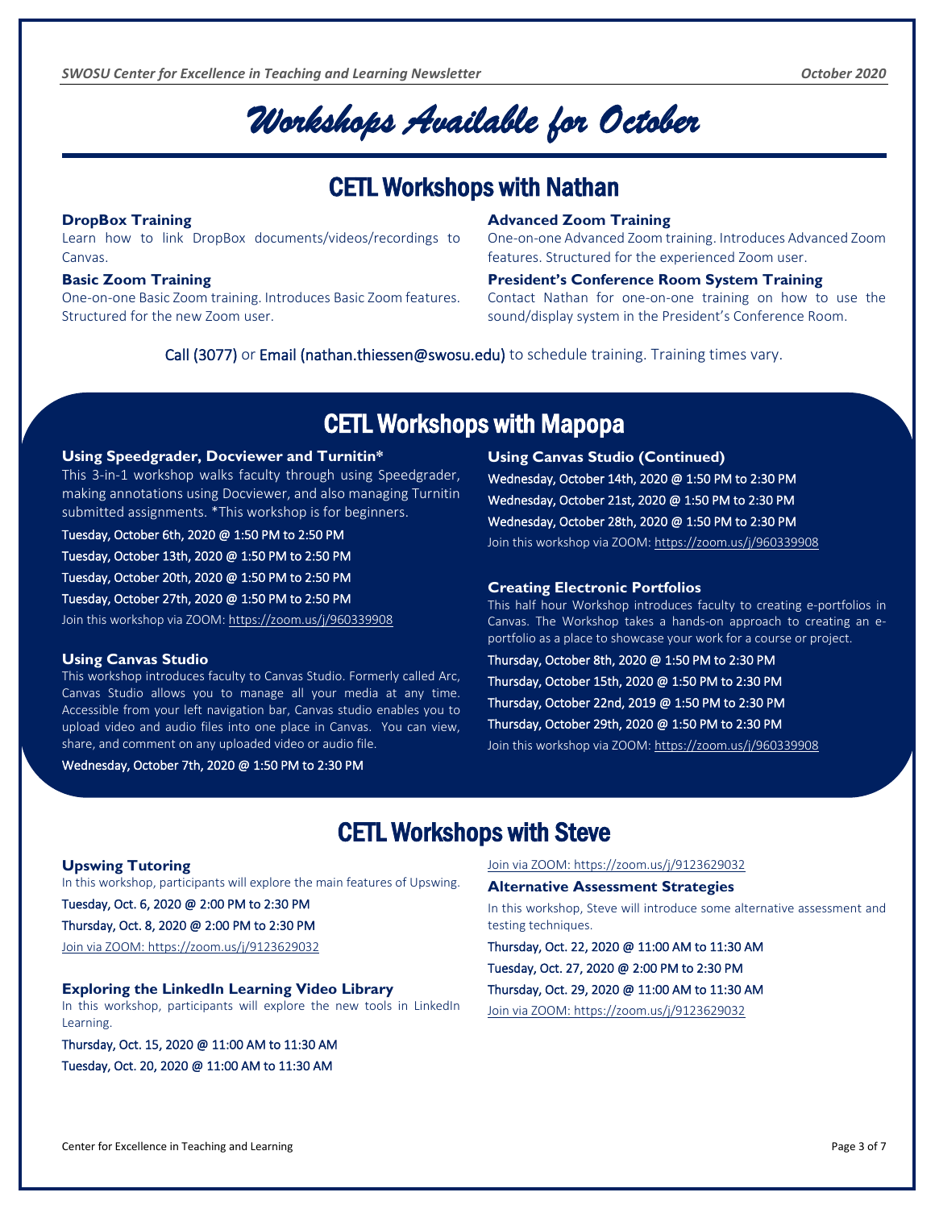# Workshops Available for October

## CETL Workshops with Nathan

### DropBox Training

Learn how to link DropBox documents/videos/recordings to Canvas.

### Basic Zoom Training

One-on-one Basic Zoom training. Introduces Basic Zoom features. Structured for the new Zoom user.

### Advanced Zoom Training

One-on-one Advanced Zoom training. Introduces Advanced Zoom features. Structured for the experienced Zoom user.

### President's Conference Room System Training

Contact Nathan for one-on-one training on how to use the sound/display system in the President's Conference Room.

Call (3077) or Email (nathan.thiessen@swosu.edu) to schedule training. Training times vary.

## CETL Workshops with Mapopa

### Using Speedgrader, Docviewer and Turnitin*

This 3-in-1 workshop walks faculty through using Speedgrader, making annotations using Docviewer, and also managing Turnitin submitted assignments. *This workshop is for beginners.

Tuesday, October 6th, 2020 @ 1:50 PM to 2:50 PM

Tuesday, October 13th, 2020 @ 1:50 PM to 2:50 PM

Tuesday, October 20th, 2020 @ 1:50 PM to 2:50 PM

Tuesday, October 27th, 2020 @ 1:50 PM to 2:50 PM

Join this workshop via ZOOM: https://zoom.us/j/960339908

### Using Canvas Studio

This workshop introduces faculty to Canvas Studio. Formerly called Arc, Canvas Studio allows you to manage all your media at any time. Accessible from your left navigation bar, Canvas studio enables you to upload video and audio files into one place in Canvas. You can view, share, and comment on any uploaded video or audio file.

Wednesday, October 7th, 2020 @ 1:50 PM to 2:30 PM

### Using Canvas Studio (Continued)

Wednesday, October 14th, 2020 @ 1:50 PM to 2:30 PM

Wednesday, October 21st, 2020 @ 1:50 PM to 2:30 PM

Wednesday, October 28th, 2020 @ 1:50 PM to 2:30 PM

Join this workshop via ZOOM: https://zoom.us/j/960339908

### Creating Electronic Portfolios

This half hour Workshop introduces faculty to creating e-portfolios in Canvas. The Workshop takes a hands-on approach to creating an e-portfolio as a place to showcase your work for a course or project.

Thursday, October 8th, 2020 @ 1:50 PM to 2:30 PM

Thursday, October 15th, 2020 @ 1:50 PM to 2:30 PM

Thursday, October 22nd, 2019 @ 1:50 PM to 2:30 PM

Thursday, October 29th, 2020 @ 1:50 PM to 2:30 PM

Join this workshop via ZOOM: https://zoom.us/j/960339908

## CETL Workshops with Steve

### Upswing Tutoring

In this workshop, participants will explore the main features of Upswing.

Tuesday, Oct. 6, 2020 @ 2:00 PM to 2:30 PM

Thursday, Oct. 8, 2020 @ 2:00 PM to 2:30 PM

Join via ZOOM: https://zoom.us/j/9123629032

### Exploring the LinkedIn Learning Video Library

In this workshop, participants will explore the new tools in LinkedIn Learning.

Thursday, Oct. 15, 2020 @ 11:00 AM to 11:30 AM

Tuesday, Oct. 20, 2020 @ 11:00 AM to 11:30 AM

Join via ZOOM: https://zoom.us/j/9123629032

### Alternative Assessment Strategies

In this workshop, Steve will introduce some alternative assessment and testing techniques.

Thursday, Oct. 22, 2020 @ 11:00 AM to 11:30 AM

Tuesday, Oct. 27, 2020 @ 2:00 PM to 2:30 PM

Thursday, Oct. 29, 2020 @ 11:00 AM to 11:30 AM

Join via ZOOM: https://zoom.us/j/9123629032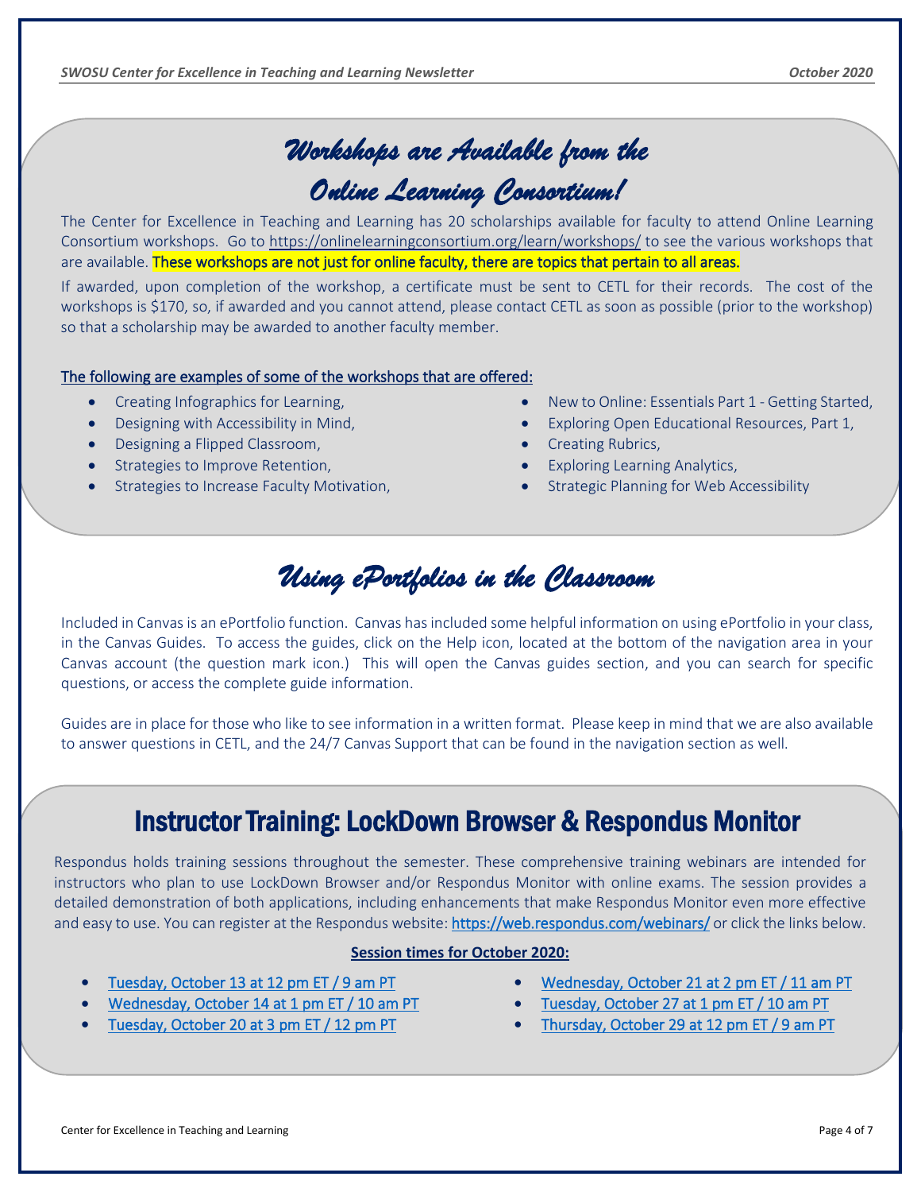# *Workshops are Available from the Online Learning Consortium!*

The Center for Excellence in Teaching and Learning has 20 scholarships available for faculty to attend Online Learning Consortium workshops. Go to https://onlinelearningconsortium.org/learn/workshops/ to see the various workshops that are available. These workshops are not just for online faculty, there are topics that pertain to all areas.

If awarded, upon completion of the workshop, a certificate must be sent to CETL for their records. The cost of the workshops is $170, so, if awarded and you cannot attend, please contact CETL as soon as possible (prior to the workshop) so that a scholarship may be awarded to another faculty member.

The following are examples of some of the workshops that are offered:

- Creating Infographics for Learning,
- Designing with Accessibility in Mind,
- Designing a Flipped Classroom,
- Strategies to Improve Retention,
- Strategies to Increase Faculty Motivation,
- New to Online: Essentials Part 1 - Getting Started,
- Exploring Open Educational Resources, Part 1,
- Creating Rubrics,
- Exploring Learning Analytics,
- Strategic Planning for Web Accessibility

# *Using ePortfolios in the Classroom*

Included in Canvas is an ePortfolio function. Canvas has included some helpful information on using ePortfolio in your class, in the Canvas Guides. To access the guides, click on the Help icon, located at the bottom of the navigation area in your Canvas account (the question mark icon.) This will open the Canvas guides section, and you can search for specific questions, or access the complete guide information.

Guides are in place for those who like to see information in a written format. Please keep in mind that we are also available to answer questions in CETL, and the 24/7 Canvas Support that can be found in the navigation section as well.

# Instructor Training: LockDown Browser & Respondus Monitor

Respondus holds training sessions throughout the semester. These comprehensive training webinars are intended for instructors who plan to use LockDown Browser and/or Respondus Monitor with online exams. The session provides a detailed demonstration of both applications, including enhancements that make Respondus Monitor even more effective and easy to use. You can register at the Respondus website: https://web.respondus.com/webinars/ or click the links below.

**Session times for October 2020:**

- Tuesday, October 13 at 12 pm ET / 9 am PT
- Wednesday, October 14 at 1 pm ET / 10 am PT
- Tuesday, October 20 at 3 pm ET / 12 pm PT
- Wednesday, October 21 at 2 pm ET / 11 am PT
- Tuesday, October 27 at 1 pm ET / 10 am PT
- Thursday, October 29 at 12 pm ET / 9 am PT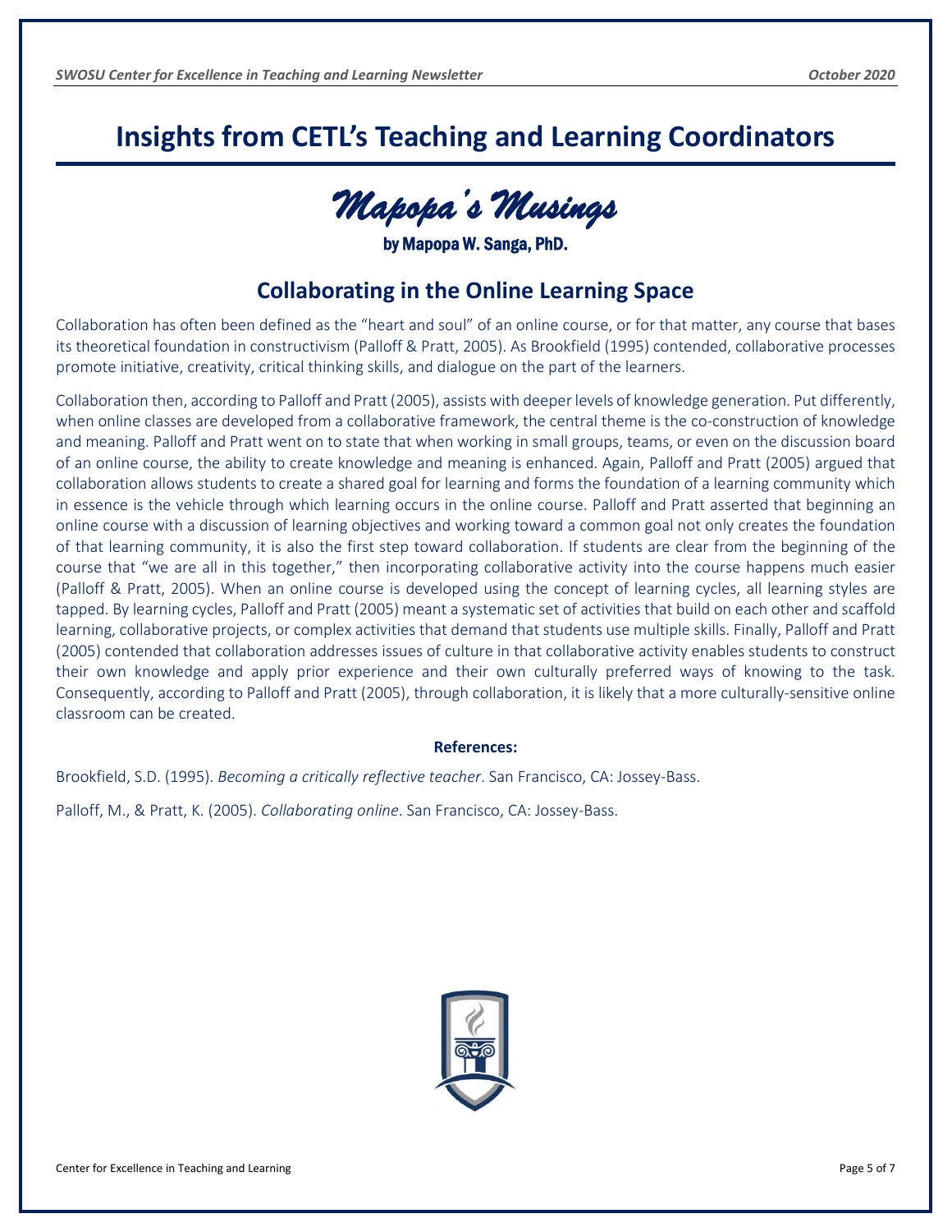# Insights from CETL's Teaching and Learning Coordinators

## *Mapopa's Musings*

**by Mapopa W. Sanga, PhD.**

## Collaborating in the Online Learning Space

Collaboration has often been defined as the "heart and soul" of an online course, or for that matter, any course that bases its theoretical foundation in constructivism (Palloff & Pratt, 2005). As Brookfield (1995) contended, collaborative processes promote initiative, creativity, critical thinking skills, and dialogue on the part of the learners.

Collaboration then, according to Palloff and Pratt (2005), assists with deeper levels of knowledge generation. Put differently, when online classes are developed from a collaborative framework, the central theme is the co-construction of knowledge and meaning. Palloff and Pratt went on to state that when working in small groups, teams, or even on the discussion board of an online course, the ability to create knowledge and meaning is enhanced. Again, Palloff and Pratt (2005) argued that collaboration allows students to create a shared goal for learning and forms the foundation of a learning community which in essence is the vehicle through which learning occurs in the online course. Palloff and Pratt asserted that beginning an online course with a discussion of learning objectives and working toward a common goal not only creates the foundation of that learning community, it is also the first step toward collaboration. If students are clear from the beginning of the course that "we are all in this together," then incorporating collaborative activity into the course happens much easier (Palloff & Pratt, 2005). When an online course is developed using the concept of learning cycles, all learning styles are tapped. By learning cycles, Palloff and Pratt (2005) meant a systematic set of activities that build on each other and scaffold learning, collaborative projects, or complex activities that demand that students use multiple skills. Finally, Palloff and Pratt (2005) contended that collaboration addresses issues of culture in that collaborative activity enables students to construct their own knowledge and apply prior experience and their own culturally preferred ways of knowing to the task. Consequently, according to Palloff and Pratt (2005), through collaboration, it is likely that a more culturally-sensitive online classroom can be created.

**References:**

Brookfield, S.D. (1995). *Becoming a critically reflective teacher*. San Francisco, CA: Jossey-Bass.

Palloff, M., & Pratt, K. (2005). *Collaborating online*. San Francisco, CA: Jossey-Bass.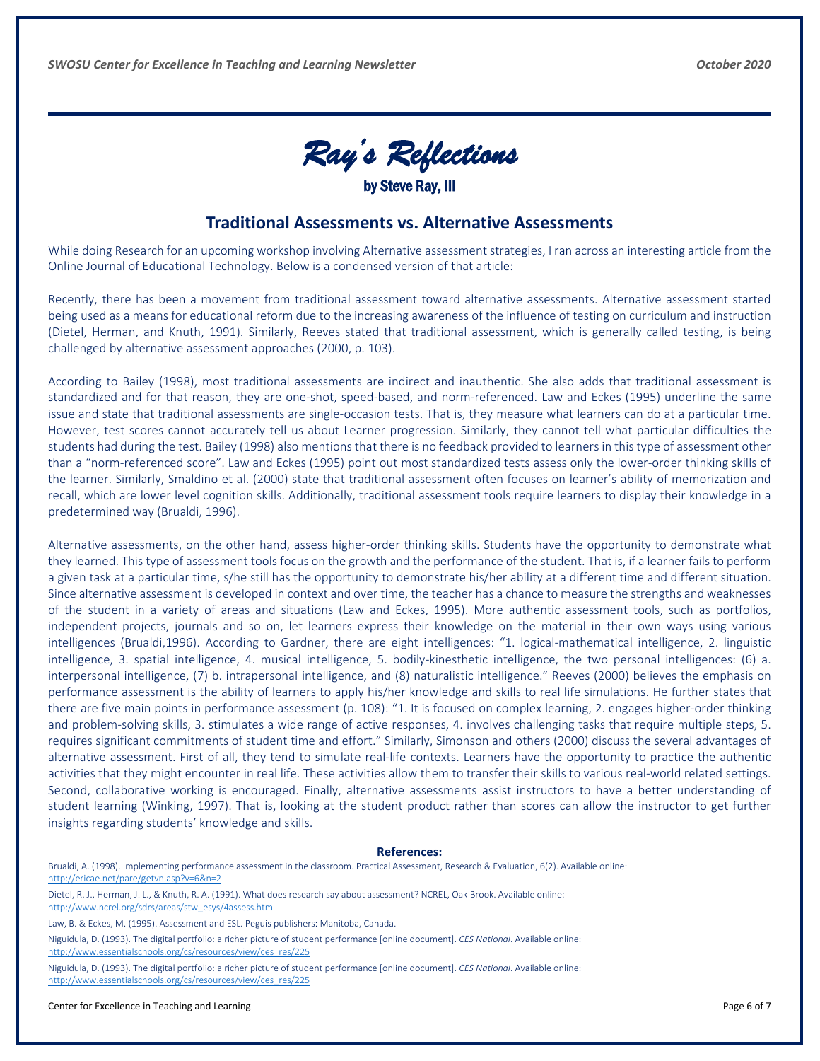# *Ray's Reflections*

**by Steve Ray, III**

## Traditional Assessments vs. Alternative Assessments

While doing Research for an upcoming workshop involving Alternative assessment strategies, I ran across an interesting article from the Online Journal of Educational Technology. Below is a condensed version of that article:

Recently, there has been a movement from traditional assessment toward alternative assessments. Alternative assessment started being used as a means for educational reform due to the increasing awareness of the influence of testing on curriculum and instruction (Dietel, Herman, and Knuth, 1991). Similarly, Reeves stated that traditional assessment, which is generally called testing, is being challenged by alternative assessment approaches (2000, p. 103).

According to Bailey (1998), most traditional assessments are indirect and inauthentic. She also adds that traditional assessment is standardized and for that reason, they are one-shot, speed-based, and norm-referenced. Law and Eckes (1995) underline the same issue and state that traditional assessments are single-occasion tests. That is, they measure what learners can do at a particular time. However, test scores cannot accurately tell us about Learner progression. Similarly, they cannot tell what particular difficulties the students had during the test. Bailey (1998) also mentions that there is no feedback provided to learners in this type of assessment other than a "norm-referenced score". Law and Eckes (1995) point out most standardized tests assess only the lower-order thinking skills of the learner. Similarly, Smaldino et al. (2000) state that traditional assessment often focuses on learner's ability of memorization and recall, which are lower level cognition skills. Additionally, traditional assessment tools require learners to display their knowledge in a predetermined way (Brualdi, 1996).

Alternative assessments, on the other hand, assess higher-order thinking skills. Students have the opportunity to demonstrate what they learned. This type of assessment tools focus on the growth and the performance of the student. That is, if a learner fails to perform a given task at a particular time, s/he still has the opportunity to demonstrate his/her ability at a different time and different situation. Since alternative assessment is developed in context and over time, the teacher has a chance to measure the strengths and weaknesses of the student in a variety of areas and situations (Law and Eckes, 1995). More authentic assessment tools, such as portfolios, independent projects, journals and so on, let learners express their knowledge on the material in their own ways using various intelligences (Brualdi,1996). According to Gardner, there are eight intelligences: "1. logical-mathematical intelligence, 2. linguistic intelligence, 3. spatial intelligence, 4. musical intelligence, 5. bodily-kinesthetic intelligence, the two personal intelligences: (6) a. interpersonal intelligence, (7) b. intrapersonal intelligence, and (8) naturalistic intelligence." Reeves (2000) believes the emphasis on performance assessment is the ability of learners to apply his/her knowledge and skills to real life simulations. He further states that there are five main points in performance assessment (p. 108): "1. It is focused on complex learning, 2. engages higher-order thinking and problem-solving skills, 3. stimulates a wide range of active responses, 4. involves challenging tasks that require multiple steps, 5. requires significant commitments of student time and effort." Similarly, Simonson and others (2000) discuss the several advantages of alternative assessment. First of all, they tend to simulate real-life contexts. Learners have the opportunity to practice the authentic activities that they might encounter in real life. These activities allow them to transfer their skills to various real-world related settings. Second, collaborative working is encouraged. Finally, alternative assessments assist instructors to have a better understanding of student learning (Winking, 1997). That is, looking at the student product rather than scores can allow the instructor to get further insights regarding students' knowledge and skills.

**References:**

Brualdi, A. (1998). Implementing performance assessment in the classroom. Practical Assessment, Research & Evaluation, 6(2). Available online: http://ericae.net/pare/getvn.asp?v=6&n=2

Dietel, R. J., Herman, J. L., & Knuth, R. A. (1991). What does research say about assessment? NCREL, Oak Brook. Available online: http://www.ncrel.org/sdrs/areas/stw_esys/4assess.htm

Law, B. & Eckes, M. (1995). Assessment and ESL. Peguis publishers: Manitoba, Canada.

Niguidula, D. (1993). The digital portfolio: a richer picture of student performance [online document]. *CES National*. Available online: http://www.essentialschools.org/cs/resources/view/ces_res/225

Niguidula, D. (1993). The digital portfolio: a richer picture of student performance [online document]. *CES National*. Available online: http://www.essentialschools.org/cs/resources/view/ces_res/225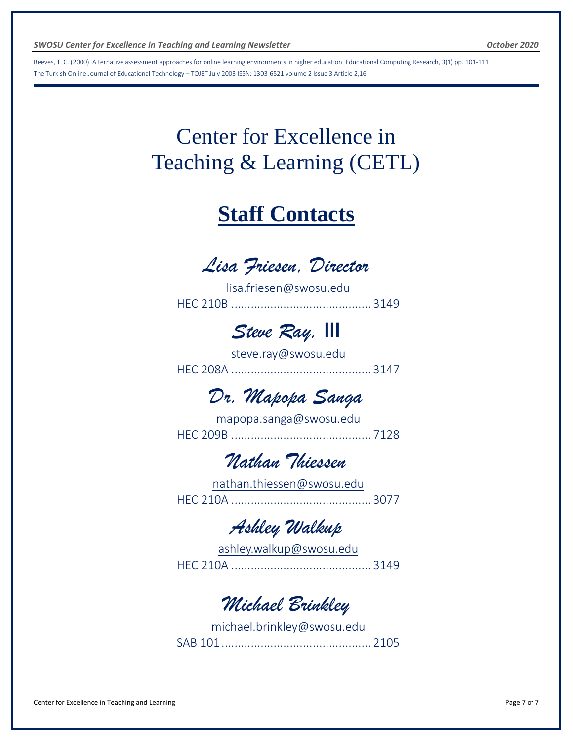Reeves, T. C. (2000). Alternative assessment approaches for online learning environments in higher education. Educational Computing Research, 3(1) pp. 101-111

The Turkish Online Journal of Educational Technology – TOJET July 2003 ISSN: 1303-6521 volume 2 Issue 3 Article 2,16

# Center for Excellence in Teaching & Learning (CETL)

## Staff Contacts

### *Lisa Friesen, Director*

lisa.friesen@swosu.edu

HEC 210B .......................................... 3149

### *Steve Ray,* III

steve.ray@swosu.edu

HEC 208A .......................................... 3147

### *Dr. Mapopa Sanga*

mapopa.sanga@swosu.edu

HEC 209B .......................................... 7128

### *Nathan Thiessen*

nathan.thiessen@swosu.edu

HEC 210A .......................................... 3077

### *Ashley Walkup*

ashley.walkup@swosu.edu

HEC 210A .......................................... 3149

### *Michael Brinkley*

michael.brinkley@swosu.edu

SAB 101.............................................. 2105